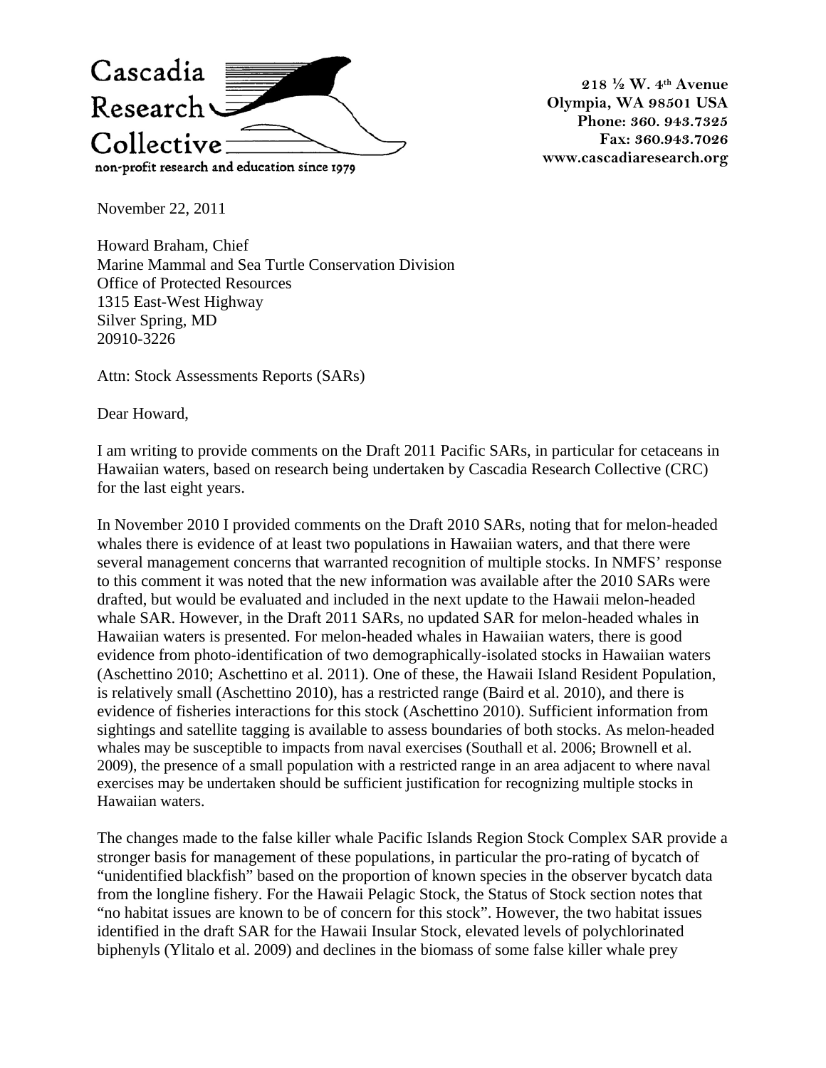Cascadia Research Collective
non-profit research and education since 1979

218 ½ W. 4th Avenue
Olympia, WA 98501 USA
Phone: 360. 943.7325
Fax: 360.943.7026
www.cascadiaresearch.org

November 22, 2011

Howard Braham, Chief
Marine Mammal and Sea Turtle Conservation Division
Office of Protected Resources
1315 East-West Highway
Silver Spring, MD
20910-3226

Attn: Stock Assessments Reports (SARs)

Dear Howard,

I am writing to provide comments on the Draft 2011 Pacific SARs, in particular for cetaceans in Hawaiian waters, based on research being undertaken by Cascadia Research Collective (CRC) for the last eight years.

In November 2010 I provided comments on the Draft 2010 SARs, noting that for melon-headed whales there is evidence of at least two populations in Hawaiian waters, and that there were several management concerns that warranted recognition of multiple stocks. In NMFS' response to this comment it was noted that the new information was available after the 2010 SARs were drafted, but would be evaluated and included in the next update to the Hawaii melon-headed whale SAR. However, in the Draft 2011 SARs, no updated SAR for melon-headed whales in Hawaiian waters is presented. For melon-headed whales in Hawaiian waters, there is good evidence from photo-identification of two demographically-isolated stocks in Hawaiian waters (Aschettino 2010; Aschettino et al. 2011). One of these, the Hawaii Island Resident Population, is relatively small (Aschettino 2010), has a restricted range (Baird et al. 2010), and there is evidence of fisheries interactions for this stock (Aschettino 2010). Sufficient information from sightings and satellite tagging is available to assess boundaries of both stocks. As melon-headed whales may be susceptible to impacts from naval exercises (Southall et al. 2006; Brownell et al. 2009), the presence of a small population with a restricted range in an area adjacent to where naval exercises may be undertaken should be sufficient justification for recognizing multiple stocks in Hawaiian waters.

The changes made to the false killer whale Pacific Islands Region Stock Complex SAR provide a stronger basis for management of these populations, in particular the pro-rating of bycatch of "unidentified blackfish" based on the proportion of known species in the observer bycatch data from the longline fishery. For the Hawaii Pelagic Stock, the Status of Stock section notes that "no habitat issues are known to be of concern for this stock". However, the two habitat issues identified in the draft SAR for the Hawaii Insular Stock, elevated levels of polychlorinated biphenyls (Ylitalo et al. 2009) and declines in the biomass of some false killer whale prey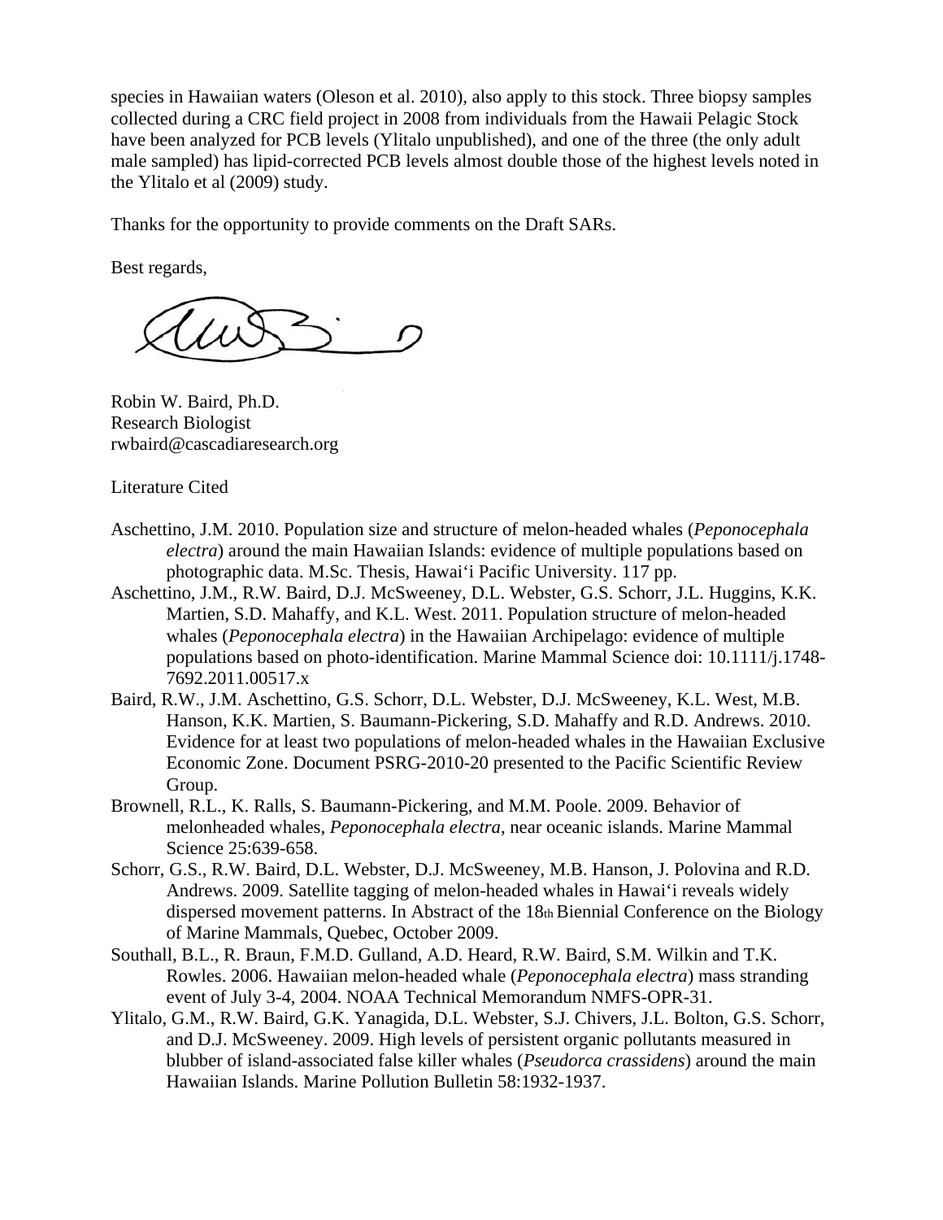species in Hawaiian waters (Oleson et al. 2010), also apply to this stock. Three biopsy samples collected during a CRC field project in 2008 from individuals from the Hawaii Pelagic Stock have been analyzed for PCB levels (Ylitalo unpublished), and one of the three (the only adult male sampled) has lipid-corrected PCB levels almost double those of the highest levels noted in the Ylitalo et al (2009) study.

Thanks for the opportunity to provide comments on the Draft SARs.

Best regards,

Robin W. Baird, Ph.D.
Research Biologist
rwbaird@cascadiaresearch.org

Literature Cited

Aschettino, J.M. 2010. Population size and structure of melon-headed whales (*Peponocephala electra*) around the main Hawaiian Islands: evidence of multiple populations based on photographic data. M.Sc. Thesis, Hawai'i Pacific University. 117 pp.

Aschettino, J.M., R.W. Baird, D.J. McSweeney, D.L. Webster, G.S. Schorr, J.L. Huggins, K.K. Martien, S.D. Mahaffy, and K.L. West. 2011. Population structure of melon-headed whales (*Peponocephala electra*) in the Hawaiian Archipelago: evidence of multiple populations based on photo-identification. Marine Mammal Science doi: 10.1111/j.1748-7692.2011.00517.x

Baird, R.W., J.M. Aschettino, G.S. Schorr, D.L. Webster, D.J. McSweeney, K.L. West, M.B. Hanson, K.K. Martien, S. Baumann-Pickering, S.D. Mahaffy and R.D. Andrews. 2010. Evidence for at least two populations of melon-headed whales in the Hawaiian Exclusive Economic Zone. Document PSRG-2010-20 presented to the Pacific Scientific Review Group.

Brownell, R.L., K. Ralls, S. Baumann-Pickering, and M.M. Poole. 2009. Behavior of melonheaded whales, *Peponocephala electra*, near oceanic islands. Marine Mammal Science 25:639-658.

Schorr, G.S., R.W. Baird, D.L. Webster, D.J. McSweeney, M.B. Hanson, J. Polovina and R.D. Andrews. 2009. Satellite tagging of melon-headed whales in Hawai'i reveals widely dispersed movement patterns. In Abstract of the 18th Biennial Conference on the Biology of Marine Mammals, Quebec, October 2009.

Southall, B.L., R. Braun, F.M.D. Gulland, A.D. Heard, R.W. Baird, S.M. Wilkin and T.K. Rowles. 2006. Hawaiian melon-headed whale (*Peponocephala electra*) mass stranding event of July 3-4, 2004. NOAA Technical Memorandum NMFS-OPR-31.

Ylitalo, G.M., R.W. Baird, G.K. Yanagida, D.L. Webster, S.J. Chivers, J.L. Bolton, G.S. Schorr, and D.J. McSweeney. 2009. High levels of persistent organic pollutants measured in blubber of island-associated false killer whales (*Pseudorca crassidens*) around the main Hawaiian Islands. Marine Pollution Bulletin 58:1932-1937.